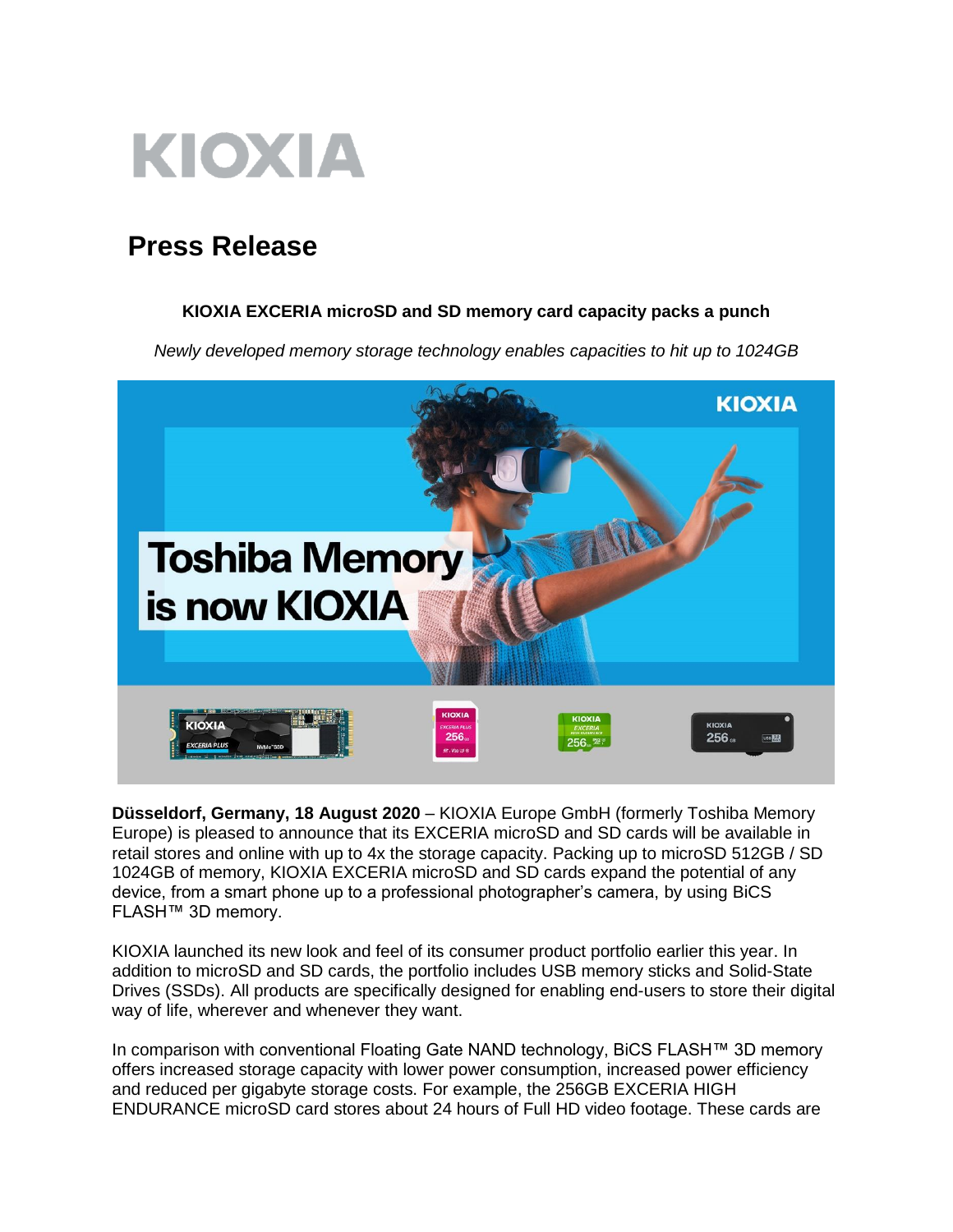# KIOXIA

## Press Release

**KIOXIA EXCERIA microSD and SD memory card capacity packs a punch**

*Newly developed memory storage technology enables capacities to hit up to 1024GB*

**Düsseldorf, Germany, 18 August 2020** – KIOXIA Europe GmbH (formerly Toshiba Memory Europe) is pleased to announce that its EXCERIA microSD and SD cards will be available in retail stores and online with up to 4x the storage capacity. Packing up to microSD 512GB / SD 1024GB of memory, KIOXIA EXCERIA microSD and SD cards expand the potential of any device, from a smart phone up to a professional photographer's camera, by using BiCS FLASH™ 3D memory.

KIOXIA launched its new look and feel of its consumer product portfolio earlier this year. In addition to microSD and SD cards, the portfolio includes USB memory sticks and Solid-State Drives (SSDs). All products are specifically designed for enabling end-users to store their digital way of life, wherever and whenever they want.

In comparison with conventional Floating Gate NAND technology, BiCS FLASH™ 3D memory offers increased storage capacity with lower power consumption, increased power efficiency and reduced per gigabyte storage costs. For example, the 256GB EXCERIA HIGH ENDURANCE microSD card stores about 24 hours of Full HD video footage. These cards are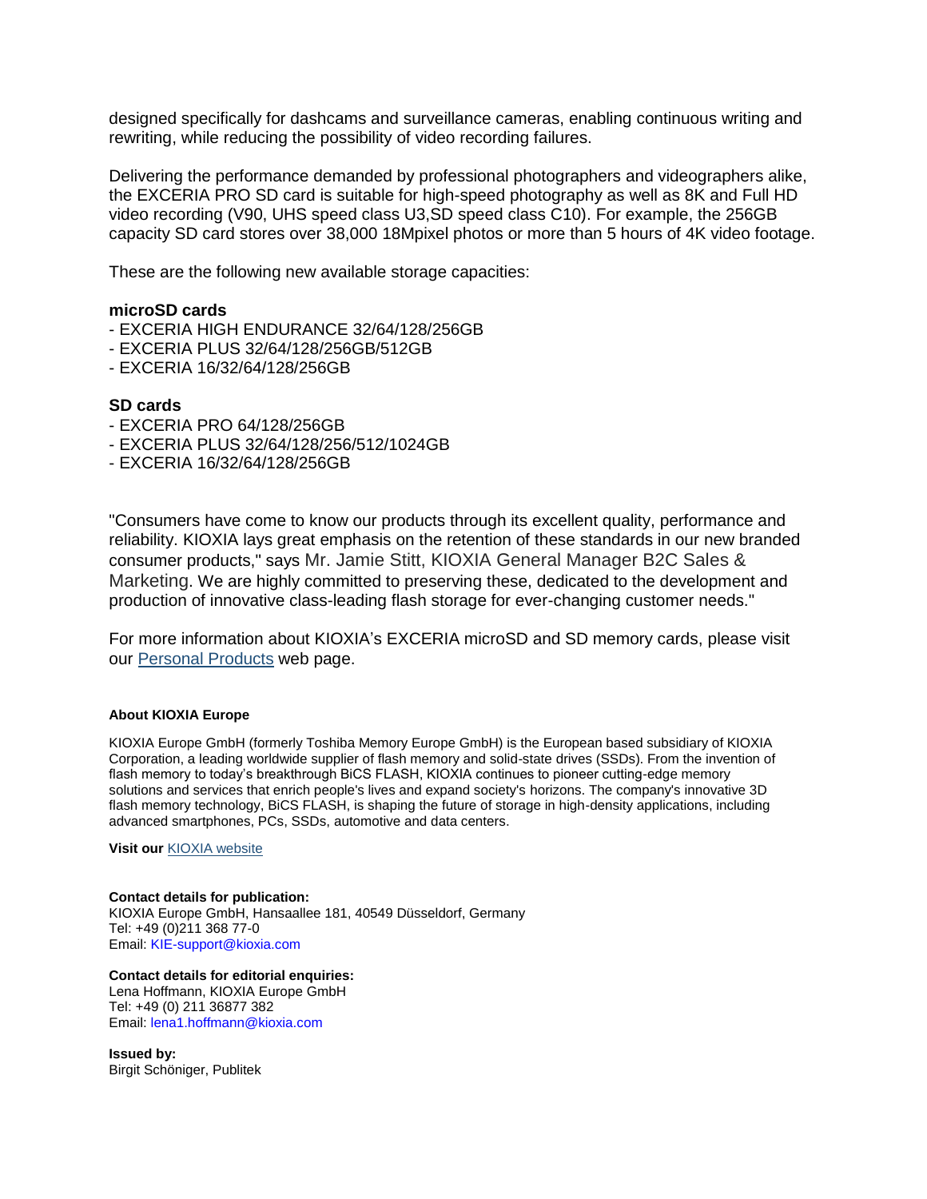designed specifically for dashcams and surveillance cameras, enabling continuous writing and rewriting, while reducing the possibility of video recording failures.

Delivering the performance demanded by professional photographers and videographers alike, the EXCERIA PRO SD card is suitable for high-speed photography as well as 8K and Full HD video recording (V90, UHS speed class U3,SD speed class C10). For example, the 256GB capacity SD card stores over 38,000 18Mpixel photos or more than 5 hours of 4K video footage.

These are the following new available storage capacities:

**microSD cards**
- EXCERIA HIGH ENDURANCE 32/64/128/256GB
- EXCERIA PLUS 32/64/128/256GB/512GB
- EXCERIA 16/32/64/128/256GB

**SD cards**
- EXCERIA PRO 64/128/256GB
- EXCERIA PLUS 32/64/128/256/512/1024GB
- EXCERIA 16/32/64/128/256GB

"Consumers have come to know our products through its excellent quality, performance and reliability. KIOXIA lays great emphasis on the retention of these standards in our new branded consumer products," says Mr. Jamie Stitt, KIOXIA General Manager B2C Sales & Marketing. We are highly committed to preserving these, dedicated to the development and production of innovative class-leading flash storage for ever-changing customer needs."

For more information about KIOXIA's EXCERIA microSD and SD memory cards, please visit our Personal Products web page.

**About KIOXIA Europe**

KIOXIA Europe GmbH (formerly Toshiba Memory Europe GmbH) is the European based subsidiary of KIOXIA Corporation, a leading worldwide supplier of flash memory and solid-state drives (SSDs). From the invention of flash memory to today's breakthrough BiCS FLASH, KIOXIA continues to pioneer cutting-edge memory solutions and services that enrich people's lives and expand society's horizons. The company's innovative 3D flash memory technology, BiCS FLASH, is shaping the future of storage in high-density applications, including advanced smartphones, PCs, SSDs, automotive and data centers.

**Visit our** KIOXIA website

**Contact details for publication:**
KIOXIA Europe GmbH, Hansaallee 181, 40549 Düsseldorf, Germany
Tel: +49 (0)211 368 77-0
Email: KIE-support@kioxia.com

**Contact details for editorial enquiries:**
Lena Hoffmann, KIOXIA Europe GmbH
Tel: +49 (0) 211 36877 382
Email: lena1.hoffmann@kioxia.com

**Issued by:**
Birgit Schöniger, Publitek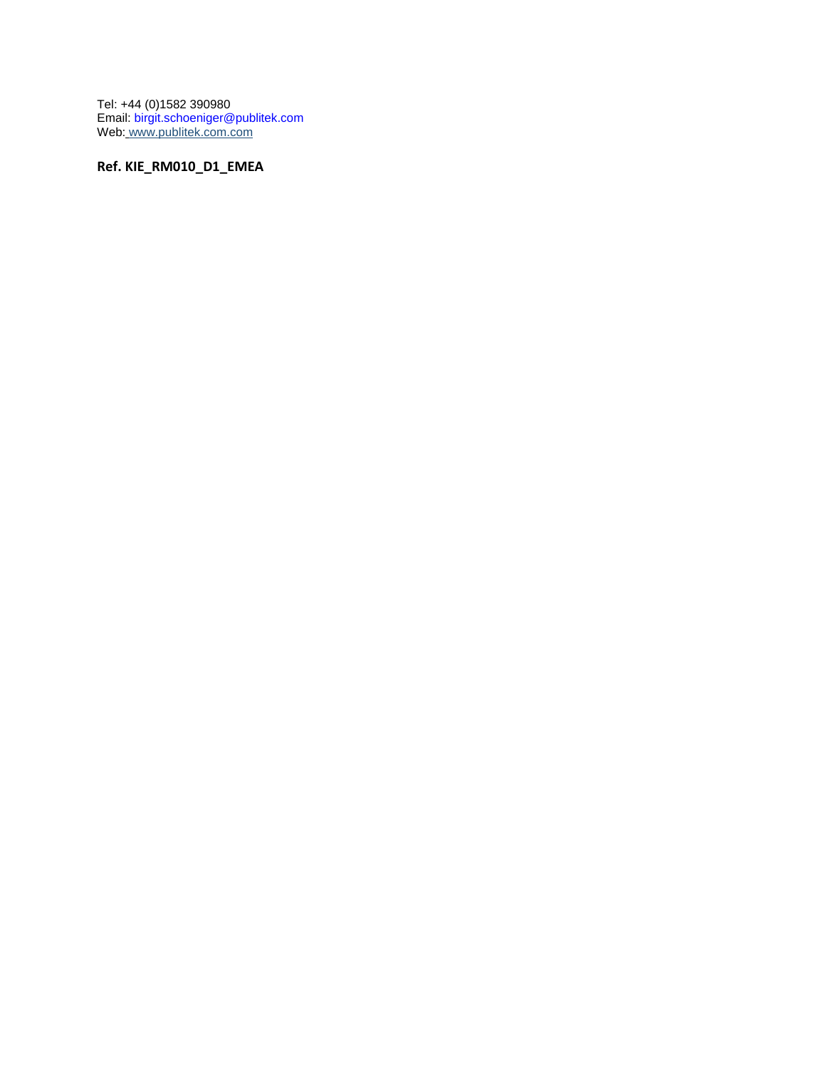Tel: +44 (0)1582 390980
Email: birgit.schoeniger@publitek.com
Web: www.publitek.com.com

**Ref. KIE_RM010_D1_EMEA**